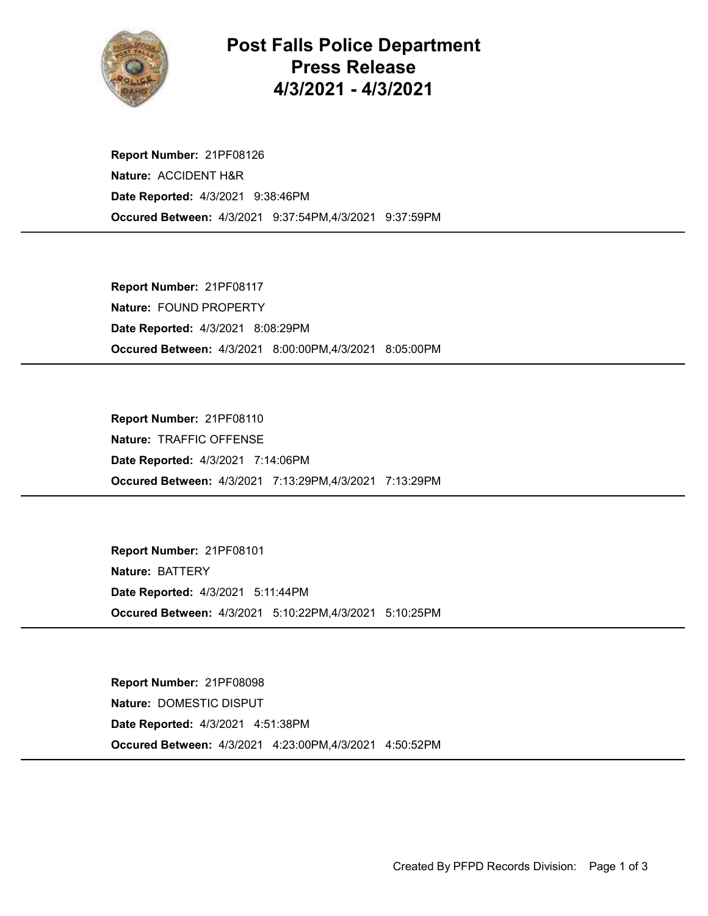# Post Falls Police Department Press Release 4/3/2021 - 4/3/2021

**Report Number:** 21PF08126
**Nature:** ACCIDENT H&R
**Date Reported:** 4/3/2021 9:38:46PM
**Occured Between:** 4/3/2021 9:37:54PM,4/3/2021 9:37:59PM

---

**Report Number:** 21PF08117
**Nature:** FOUND PROPERTY
**Date Reported:** 4/3/2021 8:08:29PM
**Occured Between:** 4/3/2021 8:00:00PM,4/3/2021 8:05:00PM

---

**Report Number:** 21PF08110
**Nature:** TRAFFIC OFFENSE
**Date Reported:** 4/3/2021 7:14:06PM
**Occured Between:** 4/3/2021 7:13:29PM,4/3/2021 7:13:29PM

---

**Report Number:** 21PF08101
**Nature:** BATTERY
**Date Reported:** 4/3/2021 5:11:44PM
**Occured Between:** 4/3/2021 5:10:22PM,4/3/2021 5:10:25PM

---

**Report Number:** 21PF08098
**Nature:** DOMESTIC DISPUT
**Date Reported:** 4/3/2021 4:51:38PM
**Occured Between:** 4/3/2021 4:23:00PM,4/3/2021 4:50:52PM

---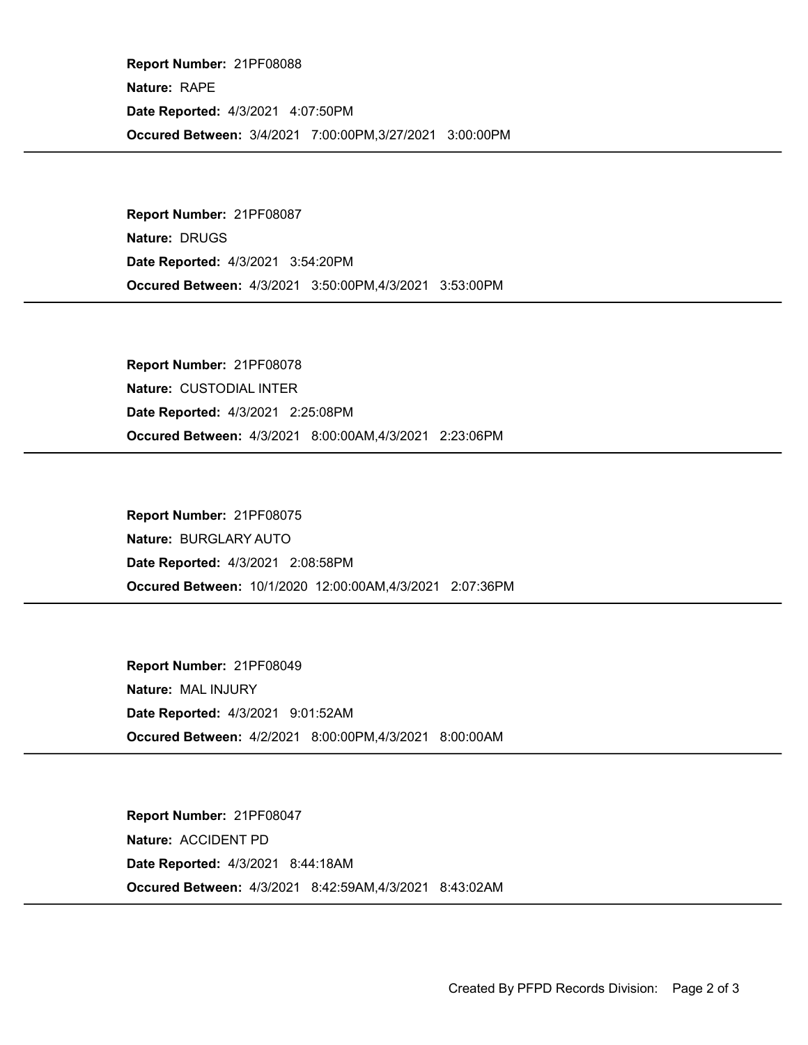**Report Number:** 21PF08088
**Nature:** RAPE
**Date Reported:** 4/3/2021 4:07:50PM
**Occured Between:** 3/4/2021 7:00:00PM,3/27/2021 3:00:00PM

---

**Report Number:** 21PF08087
**Nature:** DRUGS
**Date Reported:** 4/3/2021 3:54:20PM
**Occured Between:** 4/3/2021 3:50:00PM,4/3/2021 3:53:00PM

---

**Report Number:** 21PF08078
**Nature:** CUSTODIAL INTER
**Date Reported:** 4/3/2021 2:25:08PM
**Occured Between:** 4/3/2021 8:00:00AM,4/3/2021 2:23:06PM

---

**Report Number:** 21PF08075
**Nature:** BURGLARY AUTO
**Date Reported:** 4/3/2021 2:08:58PM
**Occured Between:** 10/1/2020 12:00:00AM,4/3/2021 2:07:36PM

---

**Report Number:** 21PF08049
**Nature:** MAL INJURY
**Date Reported:** 4/3/2021 9:01:52AM
**Occured Between:** 4/2/2021 8:00:00PM,4/3/2021 8:00:00AM

---

**Report Number:** 21PF08047
**Nature:** ACCIDENT PD
**Date Reported:** 4/3/2021 8:44:18AM
**Occured Between:** 4/3/2021 8:42:59AM,4/3/2021 8:43:02AM

---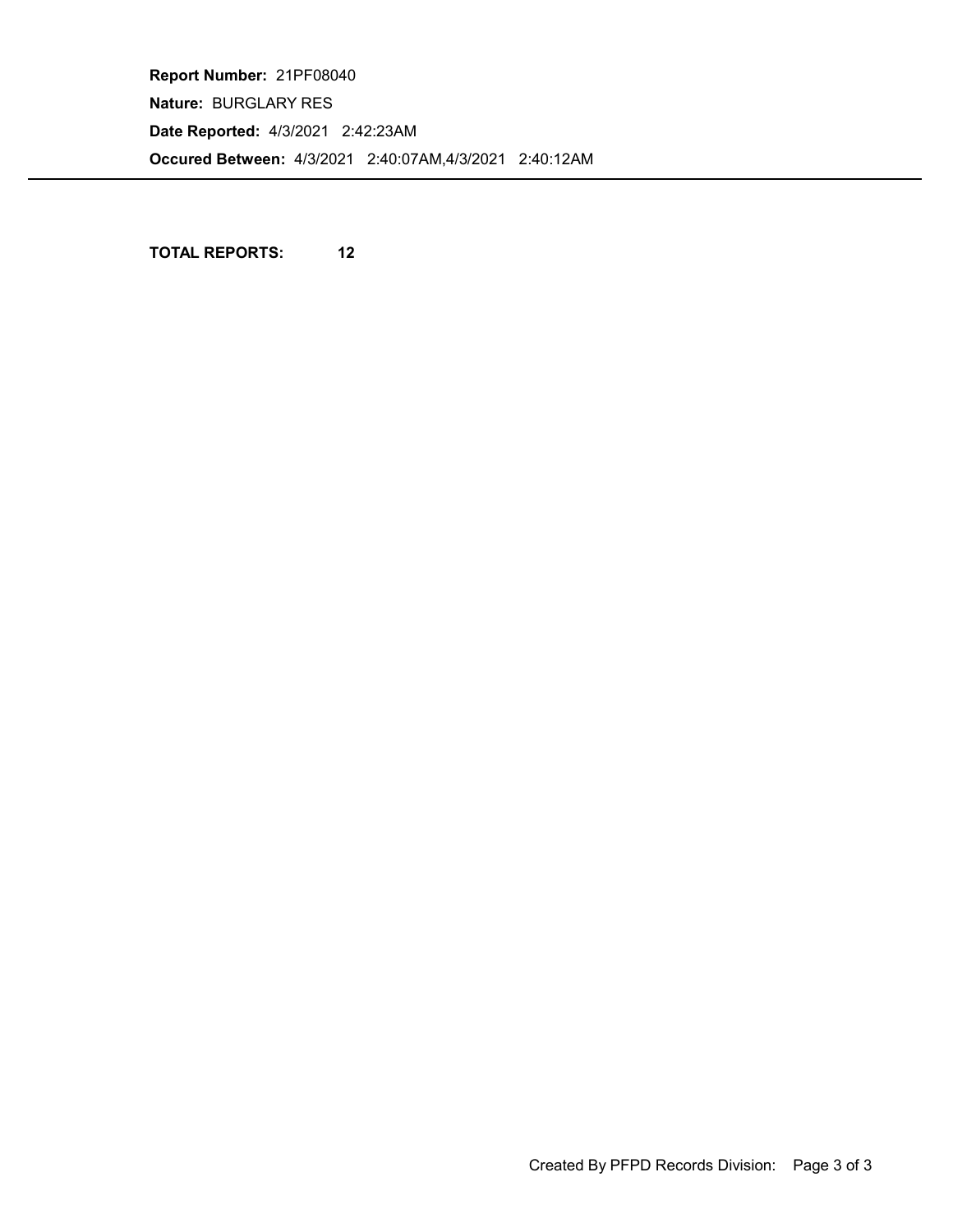**Report Number:** 21PF08040

**Nature:** BURGLARY RES

**Date Reported:** 4/3/2021 2:42:23AM

**Occured Between:** 4/3/2021 2:40:07AM,4/3/2021 2:40:12AM

---

**TOTAL REPORTS: 12**